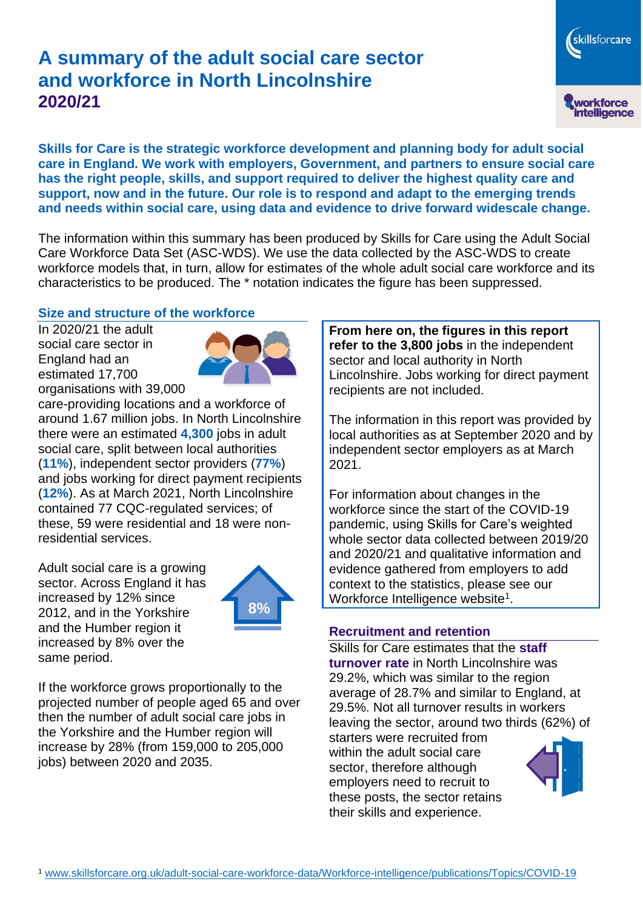# A summary of the adult social care sector and workforce in North Lincolnshire 2020/21

**Skills for Care is the strategic workforce development and planning body for adult social care in England. We work with employers, Government, and partners to ensure social care has the right people, skills, and support required to deliver the highest quality care and support, now and in the future. Our role is to respond and adapt to the emerging trends and needs within social care, using data and evidence to drive forward widescale change.**

The information within this summary has been produced by Skills for Care using the Adult Social Care Workforce Data Set (ASC-WDS). We use the data collected by the ASC-WDS to create workforce models that, in turn, allow for estimates of the whole adult social care workforce and its characteristics to be produced. The * notation indicates the figure has been suppressed.

## Size and structure of the workforce

In 2020/21 the adult social care sector in England had an estimated 17,700 organisations with 39,000 care-providing locations and a workforce of around 1.67 million jobs. In North Lincolnshire there were an estimated **4,300** jobs in adult social care, split between local authorities (**11%**), independent sector providers (**77%**) and jobs working for direct payment recipients (**12%**). As at March 2021, North Lincolnshire contained 77 CQC-regulated services; of these, 59 were residential and 18 were non-residential services.

Adult social care is a growing sector. Across England it has increased by 12% since 2012, and in the Yorkshire and the Humber region it increased by 8% over the same period.

8%

If the workforce grows proportionally to the projected number of people aged 65 and over then the number of adult social care jobs in the Yorkshire and the Humber region will increase by 28% (from 159,000 to 205,000 jobs) between 2020 and 2035.

**From here on, the figures in this report refer to the 3,800 jobs** in the independent sector and local authority in North Lincolnshire. Jobs working for direct payment recipients are not included.

The information in this report was provided by local authorities as at September 2020 and by independent sector employers as at March 2021.

For information about changes in the workforce since the start of the COVID-19 pandemic, using Skills for Care's weighted whole sector data collected between 2019/20 and 2020/21 and qualitative information and evidence gathered from employers to add context to the statistics, please see our Workforce Intelligence website[1].

## Recruitment and retention

Skills for Care estimates that the **staff turnover rate** in North Lincolnshire was 29.2%, which was similar to the region average of 28.7% and similar to England, at 29.5%. Not all turnover results in workers leaving the sector, around two thirds (62%) of starters were recruited from within the adult social care sector, therefore although employers need to recruit to these posts, the sector retains their skills and experience.

[1] www.skillsforcare.org.uk/adult-social-care-workforce-data/Workforce-intelligence/publications/Topics/COVID-19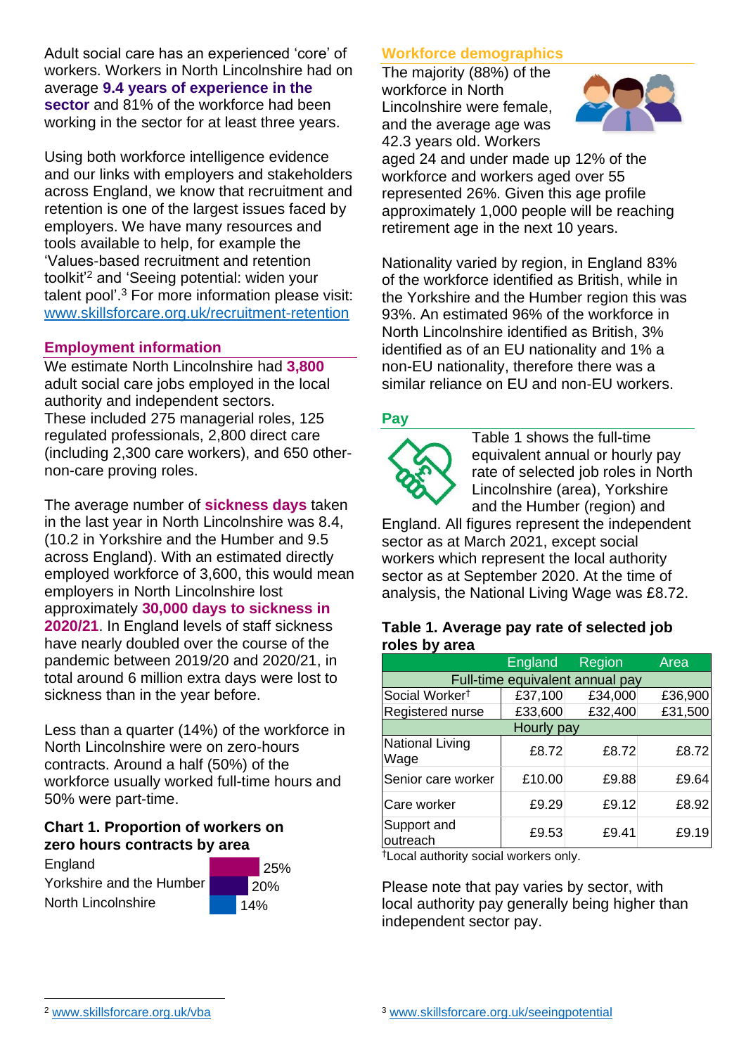Adult social care has an experienced 'core' of workers. Workers in North Lincolnshire had on average **9.4 years of experience in the sector** and 81% of the workforce had been working in the sector for at least three years.

Using both workforce intelligence evidence and our links with employers and stakeholders across England, we know that recruitment and retention is one of the largest issues faced by employers. We have many resources and tools available to help, for example the 'Values-based recruitment and retention toolkit'[2] and 'Seeing potential: widen your talent pool'.[3] For more information please visit: www.skillsforcare.org.uk/recruitment-retention

## Employment information

We estimate North Lincolnshire had **3,800** adult social care jobs employed in the local authority and independent sectors. These included 275 managerial roles, 125 regulated professionals, 2,800 direct care (including 2,300 care workers), and 650 other-non-care proving roles.

The average number of **sickness days** taken in the last year in North Lincolnshire was 8.4, (10.2 in Yorkshire and the Humber and 9.5 across England). With an estimated directly employed workforce of 3,600, this would mean employers in North Lincolnshire lost approximately **30,000 days to sickness in 2020/21**. In England levels of staff sickness have nearly doubled over the course of the pandemic between 2019/20 and 2020/21, in total around 6 million extra days were lost to sickness than in the year before.

Less than a quarter (14%) of the workforce in North Lincolnshire were on zero-hours contracts. Around a half (50%) of the workforce usually worked full-time hours and 50% were part-time.

### Chart 1. Proportion of workers on zero hours contracts by area

England
Yorkshire and the Humber
North Lincolnshire
25%
20%
14%

## Workforce demographics

The majority (88%) of the workforce in North Lincolnshire were female, and the average age was 42.3 years old. Workers aged 24 and under made up 12% of the workforce and workers aged over 55 represented 26%. Given this age profile approximately 1,000 people will be reaching retirement age in the next 10 years.

Nationality varied by region, in England 83% of the workforce identified as British, while in the Yorkshire and the Humber region this was 93%. An estimated 96% of the workforce in North Lincolnshire identified as British, 3% identified as of an EU nationality and 1% a non-EU nationality, therefore there was a similar reliance on EU and non-EU workers.

## Pay

Table 1 shows the full-time equivalent annual or hourly pay rate of selected job roles in North Lincolnshire (area), Yorkshire and the Humber (region) and England. All figures represent the independent sector as at March 2021, except social workers which represent the local authority sector as at September 2020. At the time of analysis, the National Living Wage was £8.72.

### Table 1. Average pay rate of selected job roles by area

| | England | Region | Area |
|---|---|---|---|
| Full-time equivalent annual pay | | | |
| Social Worker† | £37,100 | £34,000 | £36,900 |
| Registered nurse | £33,600 | £32,400 | £31,500 |
| Hourly pay | | | |
| National Living Wage | £8.72 | £8.72 | £8.72 |
| Senior care worker | £10.00 | £9.88 | £9.64 |
| Care worker | £9.29 | £9.12 | £8.92 |
| Support and outreach | £9.53 | £9.41 | £9.19 |

†Local authority social workers only.

Please note that pay varies by sector, with local authority pay generally being higher than independent sector pay.

[2] www.skillsforcare.org.uk/vba

[3] www.skillsforcare.org.uk/seeingpotential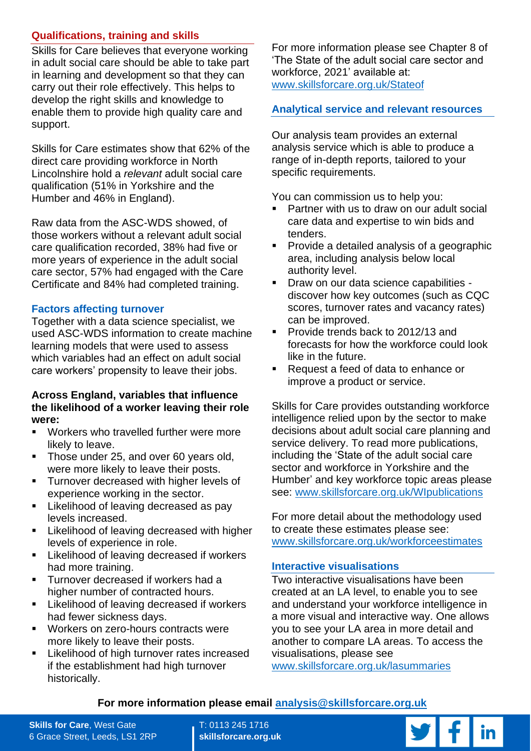## Qualifications, training and skills

Skills for Care believes that everyone working in adult social care should be able to take part in learning and development so that they can carry out their role effectively. This helps to develop the right skills and knowledge to enable them to provide high quality care and support.

Skills for Care estimates show that 62% of the direct care providing workforce in North Lincolnshire hold a *relevant* adult social care qualification (51% in Yorkshire and the Humber and 46% in England).

Raw data from the ASC-WDS showed, of those workers without a relevant adult social care qualification recorded, 38% had five or more years of experience in the adult social care sector, 57% had engaged with the Care Certificate and 84% had completed training.

## Factors affecting turnover

Together with a data science specialist, we used ASC-WDS information to create machine learning models that were used to assess which variables had an effect on adult social care workers' propensity to leave their jobs.

**Across England, variables that influence the likelihood of a worker leaving their role were:**

- Workers who travelled further were more likely to leave.
- Those under 25, and over 60 years old, were more likely to leave their posts.
- Turnover decreased with higher levels of experience working in the sector.
- Likelihood of leaving decreased as pay levels increased.
- Likelihood of leaving decreased with higher levels of experience in role.
- Likelihood of leaving decreased if workers had more training.
- Turnover decreased if workers had a higher number of contracted hours.
- Likelihood of leaving decreased if workers had fewer sickness days.
- Workers on zero-hours contracts were more likely to leave their posts.
- Likelihood of high turnover rates increased if the establishment had high turnover historically.

For more information please see Chapter 8 of 'The State of the adult social care sector and workforce, 2021' available at: www.skillsforcare.org.uk/Stateof

## Analytical service and relevant resources

Our analysis team provides an external analysis service which is able to produce a range of in-depth reports, tailored to your specific requirements.

You can commission us to help you:

- Partner with us to draw on our adult social care data and expertise to win bids and tenders.
- Provide a detailed analysis of a geographic area, including analysis below local authority level.
- Draw on our data science capabilities - discover how key outcomes (such as CQC scores, turnover rates and vacancy rates) can be improved.
- Provide trends back to 2012/13 and forecasts for how the workforce could look like in the future.
- Request a feed of data to enhance or improve a product or service.

Skills for Care provides outstanding workforce intelligence relied upon by the sector to make decisions about adult social care planning and service delivery. To read more publications, including the 'State of the adult social care sector and workforce in Yorkshire and the Humber' and key workforce topic areas please see: www.skillsforcare.org.uk/WIpublications

For more detail about the methodology used to create these estimates please see: www.skillsforcare.org.uk/workforceestimates

## Interactive visualisations

Two interactive visualisations have been created at an LA level, to enable you to see and understand your workforce intelligence in a more visual and interactive way. One allows you to see your LA area in more detail and another to compare LA areas. To access the visualisations, please see www.skillsforcare.org.uk/lasummaries

**For more information please email analysis@skillsforcare.org.uk**

**Skills for Care**, West Gate
6 Grace Street, Leeds, LS1 2RP

T: 0113 245 1716
**skillsforcare.org.uk**